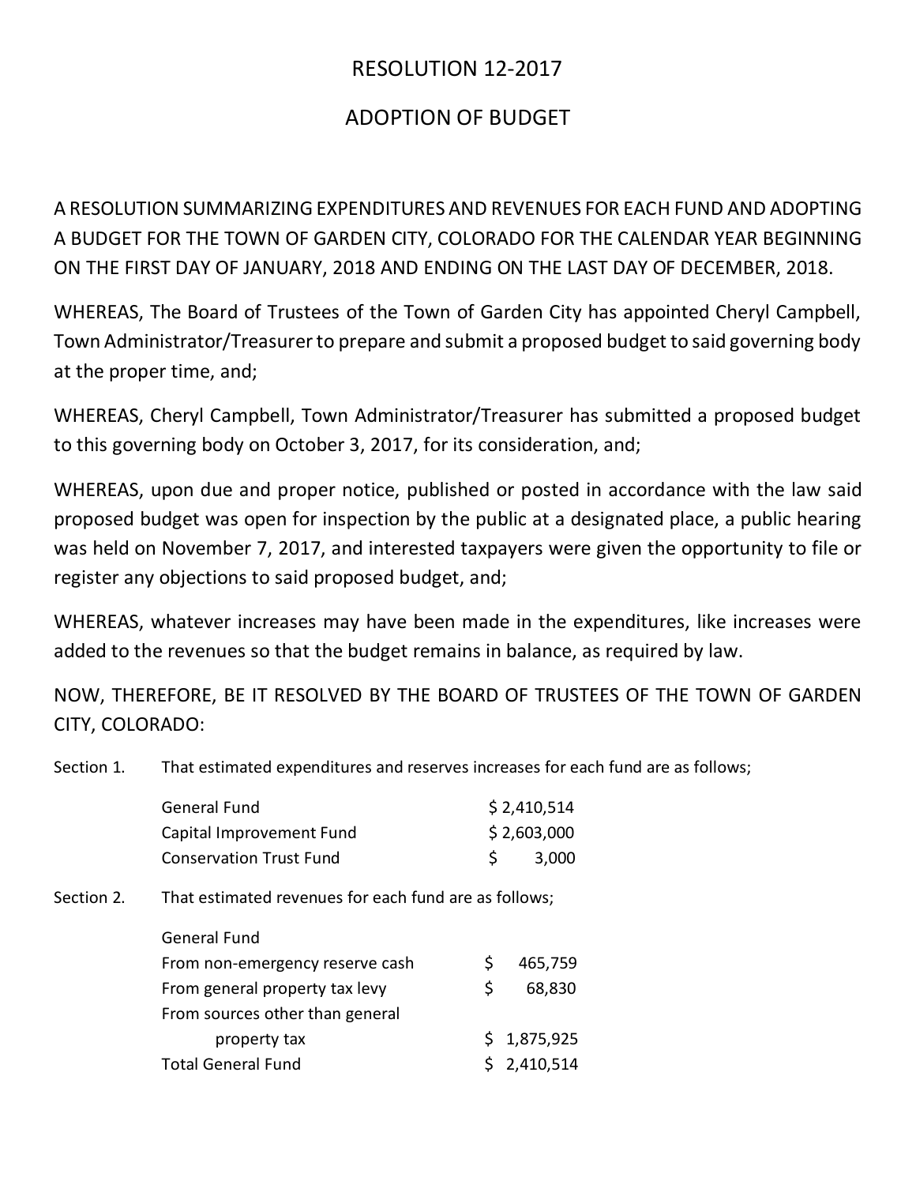# RESOLUTION 12-2017

## ADOPTION OF BUDGET

A RESOLUTION SUMMARIZING EXPENDITURES AND REVENUES FOR EACH FUND AND ADOPTING A BUDGET FOR THE TOWN OF GARDEN CITY, COLORADO FOR THE CALENDAR YEAR BEGINNING ON THE FIRST DAY OF JANUARY, 2018 AND ENDING ON THE LAST DAY OF DECEMBER, 2018.

WHEREAS, The Board of Trustees of the Town of Garden City has appointed Cheryl Campbell, Town Administrator/Treasurer to prepare and submit a proposed budget to said governing body at the proper time, and;

WHEREAS, Cheryl Campbell, Town Administrator/Treasurer has submitted a proposed budget to this governing body on October 3, 2017, for its consideration, and;

WHEREAS, upon due and proper notice, published or posted in accordance with the law said proposed budget was open for inspection by the public at a designated place, a public hearing was held on November 7, 2017, and interested taxpayers were given the opportunity to file or register any objections to said proposed budget, and;

WHEREAS, whatever increases may have been made in the expenditures, like increases were added to the revenues so that the budget remains in balance, as required by law.

NOW, THEREFORE, BE IT RESOLVED BY THE BOARD OF TRUSTEES OF THE TOWN OF GARDEN CITY, COLORADO:

Section 1. That estimated expenditures and reserves increases for each fund are as follows;

| Fund | Amount |
|---|---|
| General Fund | $ 2,410,514 |
| Capital Improvement Fund | $ 2,603,000 |
| Conservation Trust Fund | $ 3,000 |

Section 2. That estimated revenues for each fund are as follows;

| General Fund | |
|---|---|
| From non-emergency reserve cash | $ 465,759 |
| From general property tax levy | $ 68,830 |
| From sources other than general property tax | $ 1,875,925 |
| Total General Fund | $ 2,410,514 |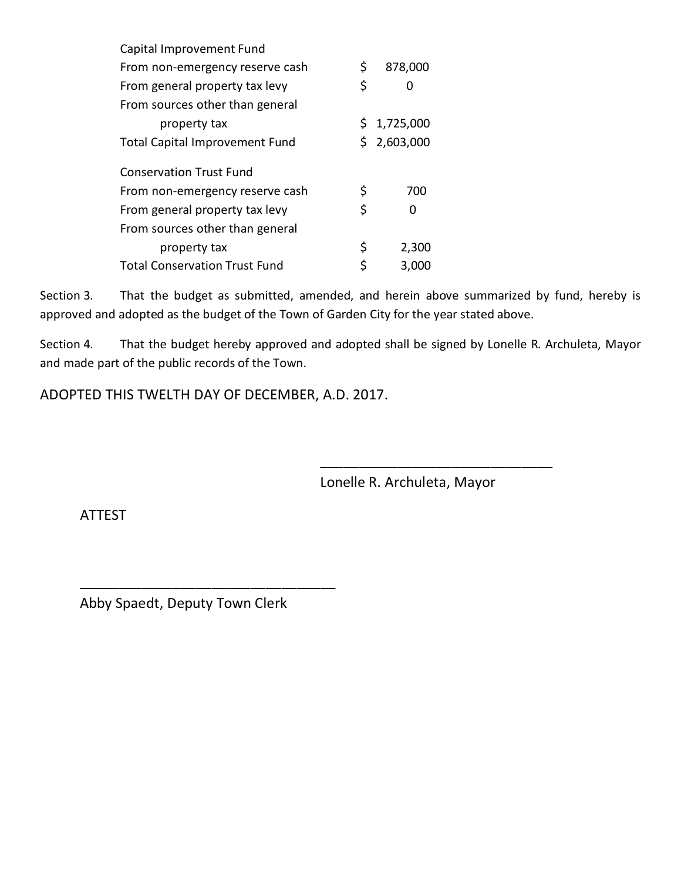| | |
|---|---|
| Capital Improvement Fund | |
| From non-emergency reserve cash | $ 878,000 |
| From general property tax levy | $ 0 |
| From sources other than general property tax | $ 1,725,000 |
| Total Capital Improvement Fund | $ 2,603,000 |
| | |
| Conservation Trust Fund | |
| From non-emergency reserve cash | $ 700 |
| From general property tax levy | $ 0 |
| From sources other than general property tax | $ 2,300 |
| Total Conservation Trust Fund | $ 3,000 |

Section 3. That the budget as submitted, amended, and herein above summarized by fund, hereby is approved and adopted as the budget of the Town of Garden City for the year stated above.

Section 4. That the budget hereby approved and adopted shall be signed by Lonelle R. Archuleta, Mayor and made part of the public records of the Town.

ADOPTED THIS TWELTH DAY OF DECEMBER, A.D. 2017.

\_\_\_\_\_\_\_\_\_\_\_\_\_\_\_\_\_\_\_\_\_\_\_\_\_\_\_\_\_\_\_\_

Lonelle R. Archuleta, Mayor

ATTEST

\_\_\_\_\_\_\_\_\_\_\_\_\_\_\_\_\_\_\_\_\_\_\_\_\_\_\_\_\_\_\_\_

Abby Spaedt, Deputy Town Clerk